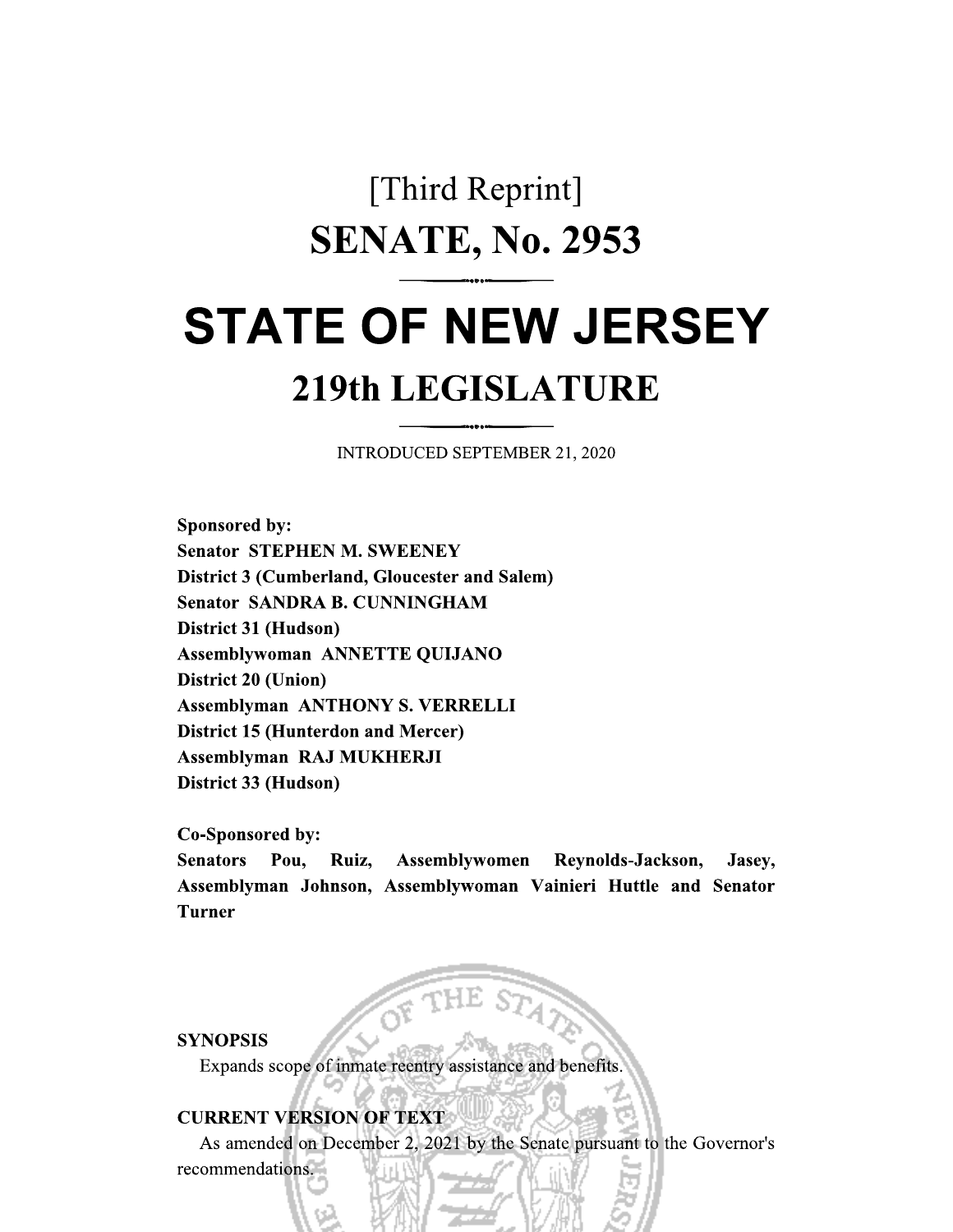[Third Reprint]

# SENATE, No. 2953

# STATE OF NEW JERSEY

## 219th LEGISLATURE

INTRODUCED SEPTEMBER 21, 2020

**Sponsored by:**
**Senator STEPHEN M. SWEENEY**
**District 3 (Cumberland, Gloucester and Salem)**
**Senator SANDRA B. CUNNINGHAM**
**District 31 (Hudson)**
**Assemblywoman ANNETTE QUIJANO**
**District 20 (Union)**
**Assemblyman ANTHONY S. VERRELLI**
**District 15 (Hunterdon and Mercer)**
**Assemblyman RAJ MUKHERJI**
**District 33 (Hudson)**

**Co-Sponsored by:**
**Senators Pou, Ruiz, Assemblywomen Reynolds-Jackson, Jasey, Assemblyman Johnson, Assemblywoman Vainieri Huttle and Senator Turner**

**SYNOPSIS**

Expands scope of inmate reentry assistance and benefits.

**CURRENT VERSION OF TEXT**

As amended on December 2, 2021 by the Senate pursuant to the Governor's recommendations.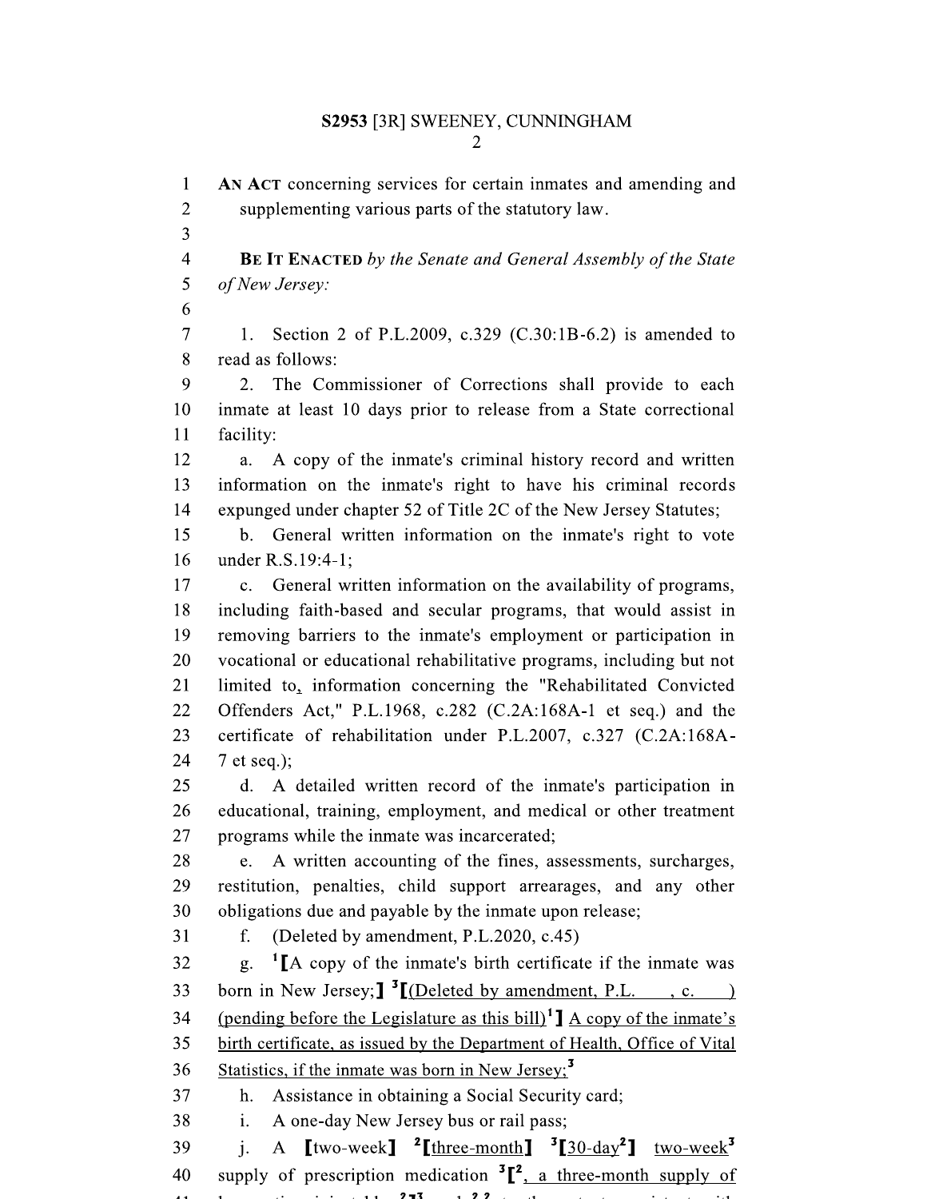**AN ACT** concerning services for certain inmates and amending and supplementing various parts of the statutory law.

**BE IT ENACTED** *by the Senate and General Assembly of the State of New Jersey:*

1. Section 2 of P.L.2009, c.329 (C.30:1B-6.2) is amended to read as follows:

2. The Commissioner of Corrections shall provide to each inmate at least 10 days prior to release from a State correctional facility:

a. A copy of the inmate's criminal history record and written information on the inmate's right to have his criminal records expunged under chapter 52 of Title 2C of the New Jersey Statutes;

b. General written information on the inmate's right to vote under R.S.19:4-1;

c. General written information on the availability of programs, including faith-based and secular programs, that would assist in removing barriers to the inmate's employment or participation in vocational or educational rehabilitative programs, including but not limited to, information concerning the "Rehabilitated Convicted Offenders Act," P.L.1968, c.282 (C.2A:168A-1 et seq.) and the certificate of rehabilitation under P.L.2007, c.327 (C.2A:168A-7 et seq.);

d. A detailed written record of the inmate's participation in educational, training, employment, and medical or other treatment programs while the inmate was incarcerated;

e. A written accounting of the fines, assessments, surcharges, restitution, penalties, child support arrearages, and any other obligations due and payable by the inmate upon release;

f. (Deleted by amendment, P.L.2020, c.45)

g. [1]**[**A copy of the inmate's birth certificate if the inmate was born in New Jersey;**]** [3]**[**(Deleted by amendment, P.L. , c. ) (pending before the Legislature as this bill)[1]**]** A copy of the inmate's birth certificate, as issued by the Department of Health, Office of Vital Statistics, if the inmate was born in New Jersey;[3]

h. Assistance in obtaining a Social Security card;

i. A one-day New Jersey bus or rail pass;

j. A **[**two-week**]** [2]**[**three-month**]** [3]**[**30-day[2]**]** two-week[3] supply of prescription medication [3]**[**[2], a three-month supply of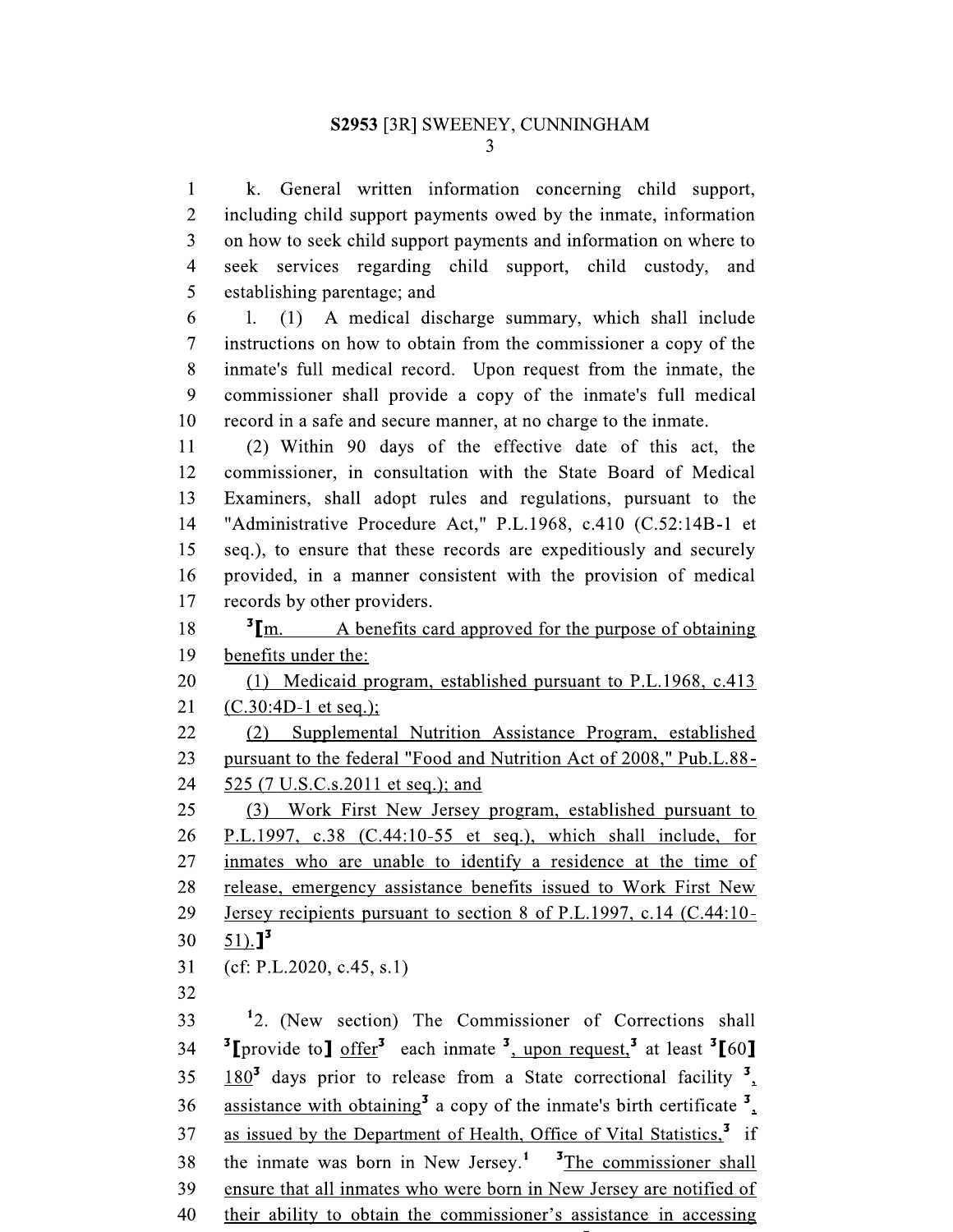k. General written information concerning child support, including child support payments owed by the inmate, information on how to seek child support payments and information on where to seek services regarding child support, child custody, and establishing parentage; and

l. (1) A medical discharge summary, which shall include instructions on how to obtain from the commissioner a copy of the inmate's full medical record. Upon request from the inmate, the commissioner shall provide a copy of the inmate's full medical record in a safe and secure manner, at no charge to the inmate.

(2) Within 90 days of the effective date of this act, the commissioner, in consultation with the State Board of Medical Examiners, shall adopt rules and regulations, pursuant to the "Administrative Procedure Act," P.L.1968, c.410 (C.52:14B-1 et seq.), to ensure that these records are expeditiously and securely provided, in a manner consistent with the provision of medical records by other providers.

[3][m. A benefits card approved for the purpose of obtaining benefits under the:

(1) Medicaid program, established pursuant to P.L.1968, c.413 (C.30:4D-1 et seq.);

(2) Supplemental Nutrition Assistance Program, established pursuant to the federal "Food and Nutrition Act of 2008," Pub.L.88-525 (7 U.S.C.s.2011 et seq.); and

(3) Work First New Jersey program, established pursuant to P.L.1997, c.38 (C.44:10-55 et seq.), which shall include, for inmates who are unable to identify a residence at the time of release, emergency assistance benefits issued to Work First New Jersey recipients pursuant to section 8 of P.L.1997, c.14 (C.44:10-51).][3]

(cf: P.L.2020, c.45, s.1)

[1]2. (New section) The Commissioner of Corrections shall [3][provide to] offer[3] each inmate [3], upon request,[3] at least [3][60] 180[3] days prior to release from a State correctional facility [3], assistance with obtaining[3] a copy of the inmate's birth certificate [3], as issued by the Department of Health, Office of Vital Statistics,[3] if the inmate was born in New Jersey.[1] [3]The commissioner shall ensure that all inmates who were born in New Jersey are notified of their ability to obtain the commissioner's assistance in accessing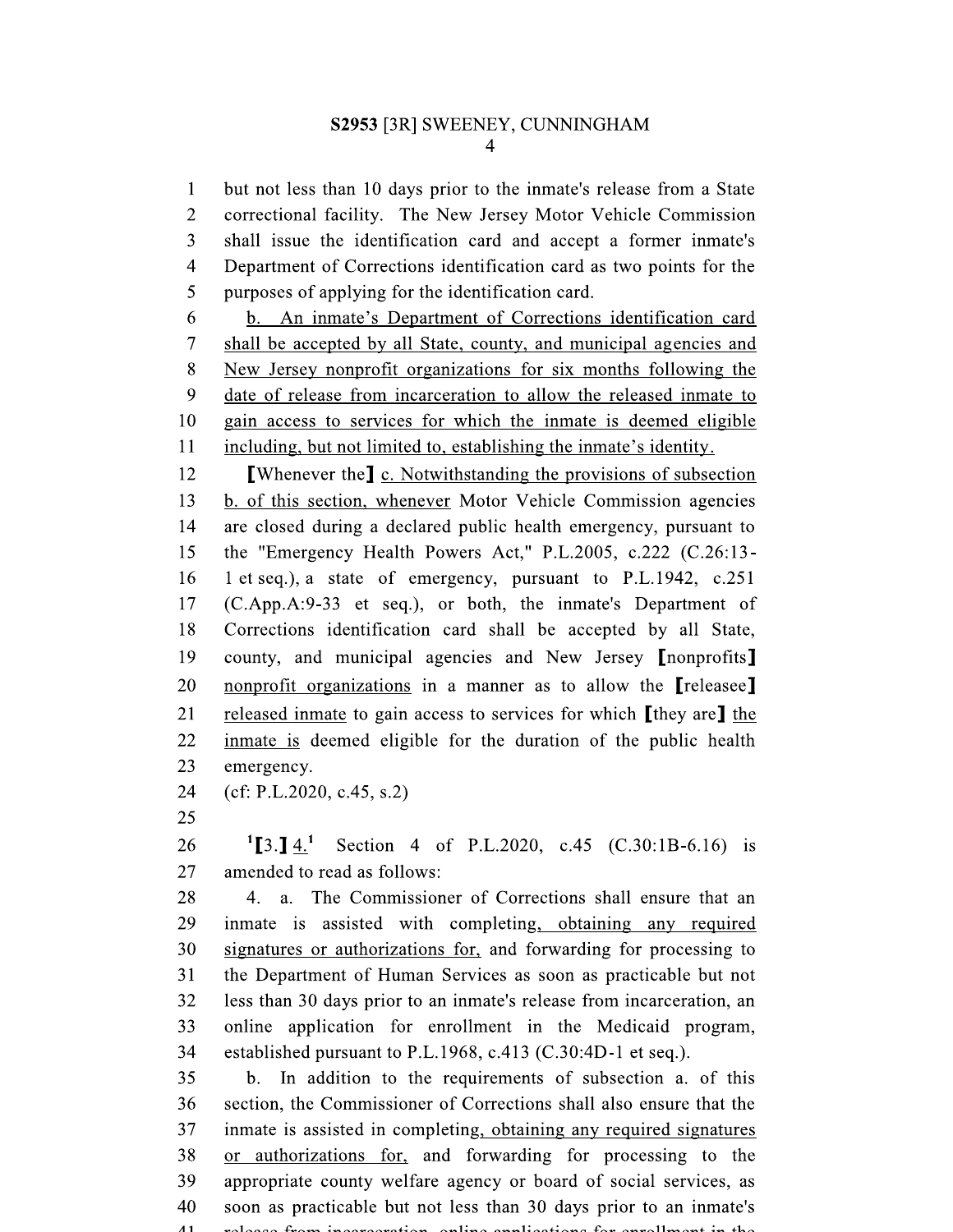but not less than 10 days prior to the inmate's release from a State correctional facility. The New Jersey Motor Vehicle Commission shall issue the identification card and accept a former inmate's Department of Corrections identification card as two points for the purposes of applying for the identification card.

b. An inmate's Department of Corrections identification card shall be accepted by all State, county, and municipal agencies and New Jersey nonprofit organizations for six months following the date of release from incarceration to allow the released inmate to gain access to services for which the inmate is deemed eligible including, but not limited to, establishing the inmate's identity.

[Whenever the] c. Notwithstanding the provisions of subsection b. of this section, whenever Motor Vehicle Commission agencies are closed during a declared public health emergency, pursuant to the "Emergency Health Powers Act," P.L.2005, c.222 (C.26:13-1 et seq.), a state of emergency, pursuant to P.L.1942, c.251 (C.App.A:9-33 et seq.), or both, the inmate's Department of Corrections identification card shall be accepted by all State, county, and municipal agencies and New Jersey [nonprofits] nonprofit organizations in a manner as to allow the [releasee] released inmate to gain access to services for which [they are] the inmate is deemed eligible for the duration of the public health emergency.

(cf: P.L.2020, c.45, s.2)

[1][3.] 4.[1] Section 4 of P.L.2020, c.45 (C.30:1B-6.16) is amended to read as follows:

4. a. The Commissioner of Corrections shall ensure that an inmate is assisted with completing, obtaining any required signatures or authorizations for, and forwarding for processing to the Department of Human Services as soon as practicable but not less than 30 days prior to an inmate's release from incarceration, an online application for enrollment in the Medicaid program, established pursuant to P.L.1968, c.413 (C.30:4D-1 et seq.).

b. In addition to the requirements of subsection a. of this section, the Commissioner of Corrections shall also ensure that the inmate is assisted in completing, obtaining any required signatures or authorizations for, and forwarding for processing to the appropriate county welfare agency or board of social services, as soon as practicable but not less than 30 days prior to an inmate's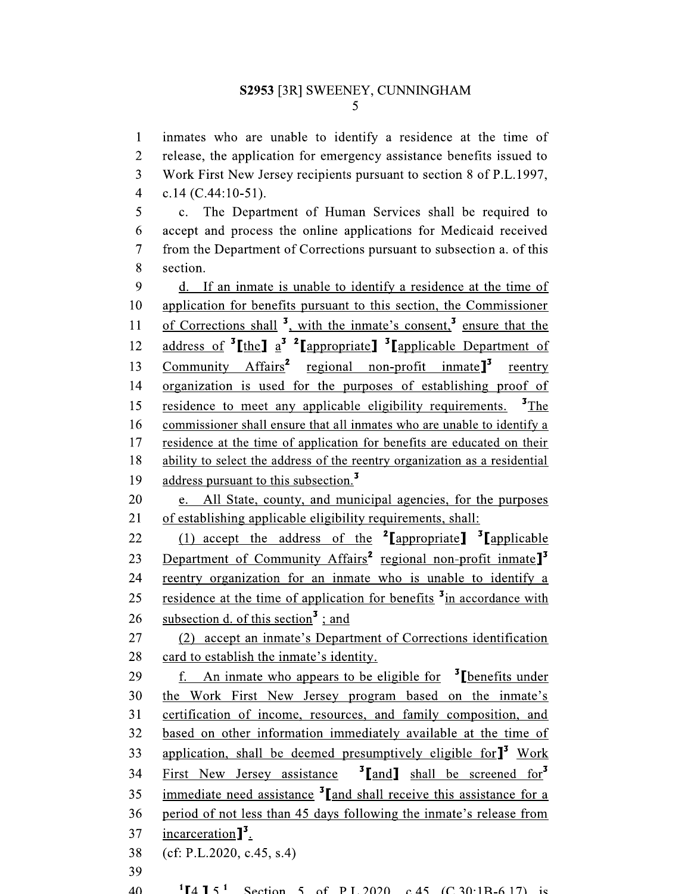inmates who are unable to identify a residence at the time of release, the application for emergency assistance benefits issued to Work First New Jersey recipients pursuant to section 8 of P.L.1997, c.14 (C.44:10-51).

c. The Department of Human Services shall be required to accept and process the online applications for Medicaid received from the Department of Corrections pursuant to subsection a. of this section.

d. If an inmate is unable to identify a residence at the time of application for benefits pursuant to this section, the Commissioner of Corrections shall [3], with the inmate's consent,[3] ensure that the address of [3][the] a[3] [2][appropriate] [3][applicable Department of Community Affairs[2] regional non-profit inmate][3] reentry organization is used for the purposes of establishing proof of residence to meet any applicable eligibility requirements. [3]The commissioner shall ensure that all inmates who are unable to identify a residence at the time of application for benefits are educated on their ability to select the address of the reentry organization as a residential address pursuant to this subsection.[3]

e. All State, county, and municipal agencies, for the purposes of establishing applicable eligibility requirements, shall:

(1) accept the address of the [2][appropriate] [3][applicable Department of Community Affairs[2] regional non-profit inmate][3] reentry organization for an inmate who is unable to identify a residence at the time of application for benefits [3]in accordance with subsection d. of this section[3] ; and

(2) accept an inmate's Department of Corrections identification card to establish the inmate's identity.

f. An inmate who appears to be eligible for [3][benefits under the Work First New Jersey program based on the inmate's certification of income, resources, and family composition, and based on other information immediately available at the time of application, shall be deemed presumptively eligible for][3] Work First New Jersey assistance [3][and] shall be screened for[3] immediate need assistance [3][and shall receive this assistance for a period of not less than 45 days following the inmate's release from incarceration][3].

(cf: P.L.2020, c.45, s.4)

[1][4.] 5.[1] Section 5 of P.L.2020, c.45 (C.30:1B-6.17) is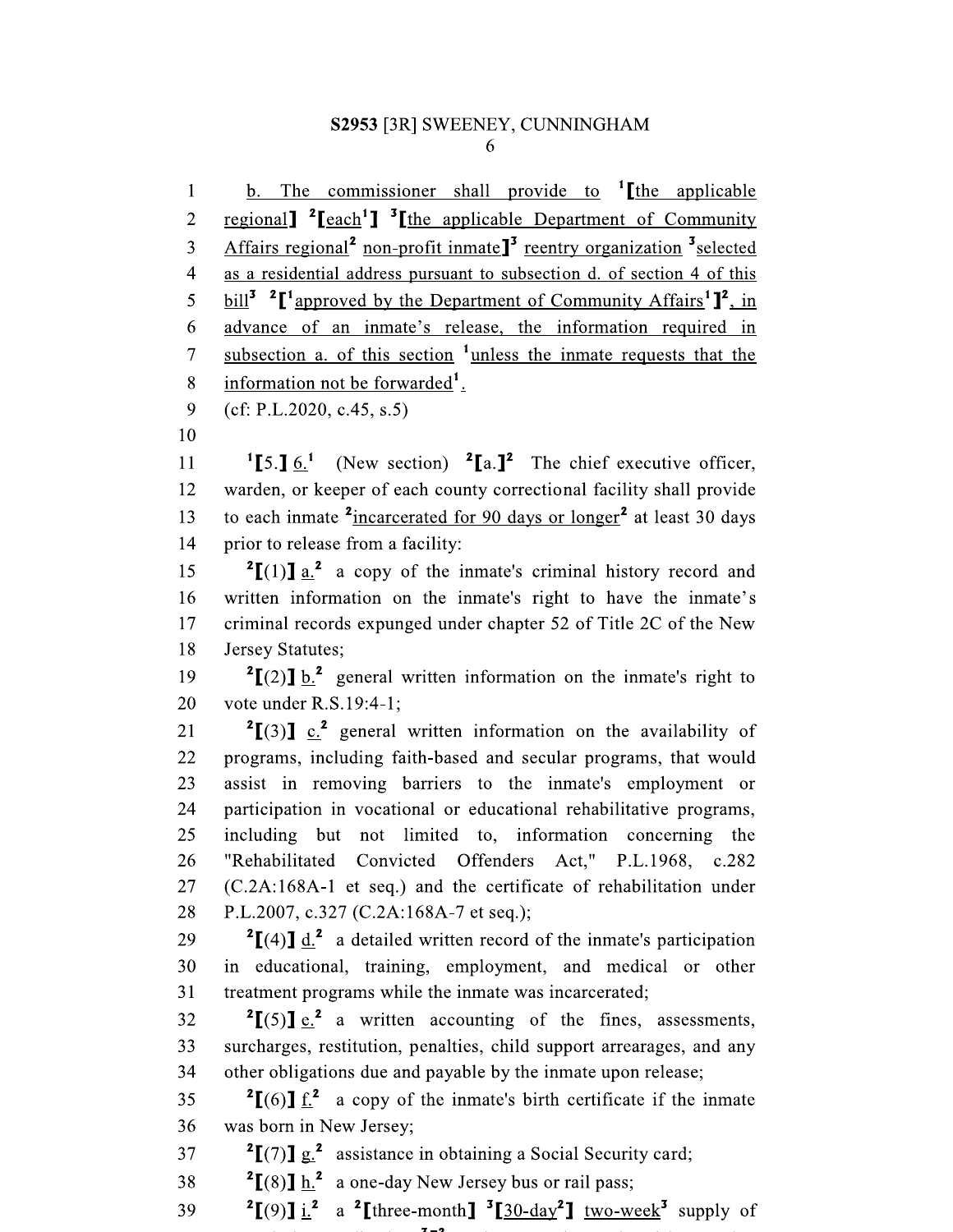b. The commissioner shall provide to [1][the applicable regional][1] [2][each[1]][2] [3][the applicable Department of Community Affairs regional[2] non-profit inmate][3] reentry organization [3]selected as a residential address pursuant to subsection d. of section 4 of this bill[3] [2][[1]approved by the Department of Community Affairs[1]][2], in advance of an inmate's release, the information required in subsection a. of this section [1]unless the inmate requests that the information not be forwarded[1].

(cf: P.L.2020, c.45, s.5)

[1][5.][1] 6.[1] (New section) [2][a.][2] The chief executive officer, warden, or keeper of each county correctional facility shall provide to each inmate [2]incarcerated for 90 days or longer[2] at least 30 days prior to release from a facility:

[2][(1)][2] a.[2] a copy of the inmate's criminal history record and written information on the inmate's right to have the inmate's criminal records expunged under chapter 52 of Title 2C of the New Jersey Statutes;

[2][(2)][2] b.[2] general written information on the inmate's right to vote under R.S.19:4-1;

[2][(3)][2] c.[2] general written information on the availability of programs, including faith-based and secular programs, that would assist in removing barriers to the inmate's employment or participation in vocational or educational rehabilitative programs, including but not limited to, information concerning the "Rehabilitated Convicted Offenders Act," P.L.1968, c.282 (C.2A:168A-1 et seq.) and the certificate of rehabilitation under P.L.2007, c.327 (C.2A:168A-7 et seq.);

[2][(4)][2] d.[2] a detailed written record of the inmate's participation in educational, training, employment, and medical or other treatment programs while the inmate was incarcerated;

[2][(5)][2] e.[2] a written accounting of the fines, assessments, surcharges, restitution, penalties, child support arrearages, and any other obligations due and payable by the inmate upon release;

[2][(6)][2] f.[2] a copy of the inmate's birth certificate if the inmate was born in New Jersey;

[2][(7)][2] g.[2] assistance in obtaining a Social Security card;

[2][(8)][2] h.[2] a one-day New Jersey bus or rail pass;

[2][(9)][2] i.[2] a [2][three-month][2] [3][30-day[2]][3] two-week[3] supply of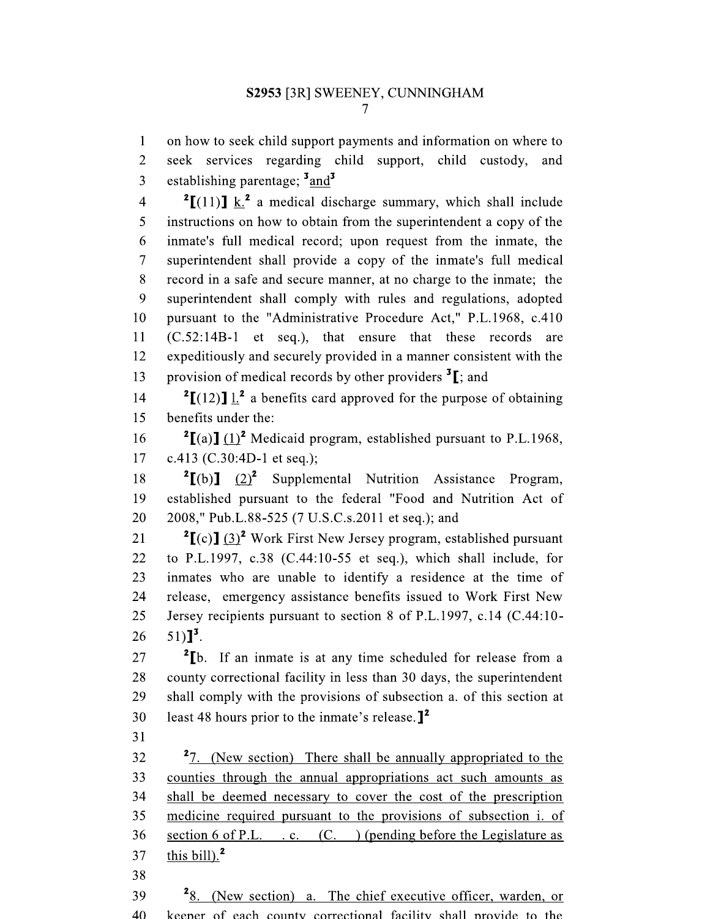on how to seek child support payments and information on where to seek services regarding child support, child custody, and establishing parentage; [3]and[3]

[2][(11)] k.[2] a medical discharge summary, which shall include instructions on how to obtain from the superintendent a copy of the inmate's full medical record; upon request from the inmate, the superintendent shall provide a copy of the inmate's full medical record in a safe and secure manner, at no charge to the inmate; the superintendent shall comply with rules and regulations, adopted pursuant to the "Administrative Procedure Act," P.L.1968, c.410 (C.52:14B-1 et seq.), that ensure that these records are expeditiously and securely provided in a manner consistent with the provision of medical records by other providers [3][; and

[2][(12)] l.[2] a benefits card approved for the purpose of obtaining benefits under the:

[2][(a)] (1)[2] Medicaid program, established pursuant to P.L.1968, c.413 (C.30:4D-1 et seq.);

[2][(b)] (2)[2] Supplemental Nutrition Assistance Program, established pursuant to the federal "Food and Nutrition Act of 2008," Pub.L.88-525 (7 U.S.C.s.2011 et seq.); and

[2][(c)] (3)[2] Work First New Jersey program, established pursuant to P.L.1997, c.38 (C.44:10-55 et seq.), which shall include, for inmates who are unable to identify a residence at the time of release, emergency assistance benefits issued to Work First New Jersey recipients pursuant to section 8 of P.L.1997, c.14 (C.44:10-51)][3].

[2][b. If an inmate is at any time scheduled for release from a county correctional facility in less than 30 days, the superintendent shall comply with the provisions of subsection a. of this section at least 48 hours prior to the inmate's release.][2]

[2]7. (New section) There shall be annually appropriated to the counties through the annual appropriations act such amounts as shall be deemed necessary to cover the cost of the prescription medicine required pursuant to the provisions of subsection i. of section 6 of P.L. , c. (C. ) (pending before the Legislature as this bill).[2]

[2]8. (New section) a. The chief executive officer, warden, or keeper of each county correctional facility shall provide to the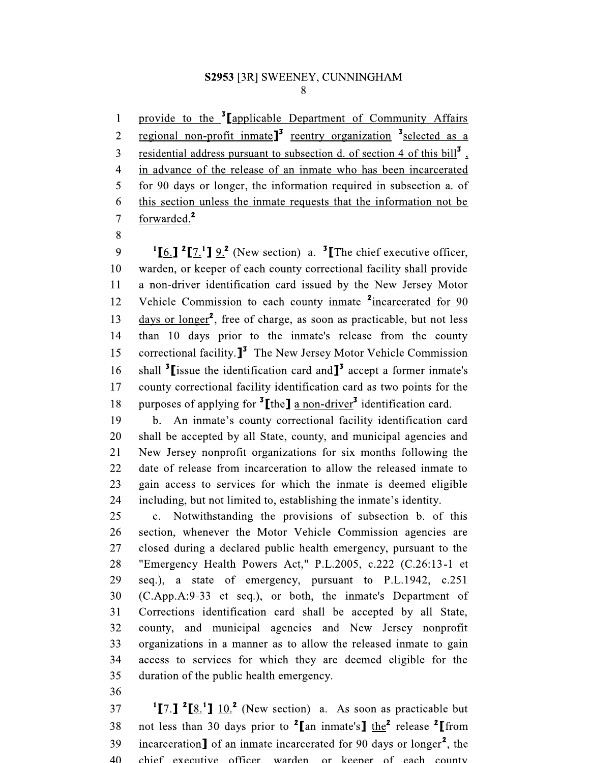provide to the [3][applicable Department of Community Affairs regional non-profit inmate][3] reentry organization [3]selected as a residential address pursuant to subsection d. of section 4 of this bill[3] , in advance of the release of an inmate who has been incarcerated for 90 days or longer, the information required in subsection a. of this section unless the inmate requests that the information not be forwarded.[2]

[1][6.] [2][7.[1]] 9.[2] (New section) a. [3][The chief executive officer, warden, or keeper of each county correctional facility shall provide a non-driver identification card issued by the New Jersey Motor Vehicle Commission to each county inmate [2]incarcerated for 90 days or longer[2], free of charge, as soon as practicable, but not less than 10 days prior to the inmate's release from the county correctional facility.][3] The New Jersey Motor Vehicle Commission shall [3][issue the identification card and][3] accept a former inmate's county correctional facility identification card as two points for the purposes of applying for [3][the] a non-driver[3] identification card.

b. An inmate's county correctional facility identification card shall be accepted by all State, county, and municipal agencies and New Jersey nonprofit organizations for six months following the date of release from incarceration to allow the released inmate to gain access to services for which the inmate is deemed eligible including, but not limited to, establishing the inmate's identity.

c. Notwithstanding the provisions of subsection b. of this section, whenever the Motor Vehicle Commission agencies are closed during a declared public health emergency, pursuant to the "Emergency Health Powers Act," P.L.2005, c.222 (C.26:13-1 et seq.), a state of emergency, pursuant to P.L.1942, c.251 (C.App.A:9-33 et seq.), or both, the inmate's Department of Corrections identification card shall be accepted by all State, county, and municipal agencies and New Jersey nonprofit organizations in a manner as to allow the released inmate to gain access to services for which they are deemed eligible for the duration of the public health emergency.

[1][7.] [2][8.[1]] 10.[2] (New section) a. As soon as practicable but not less than 30 days prior to [2][an inmate's] the[2] release [2][from incarceration] of an inmate incarcerated for 90 days or longer[2], the chief executive officer, warden, or keeper of each county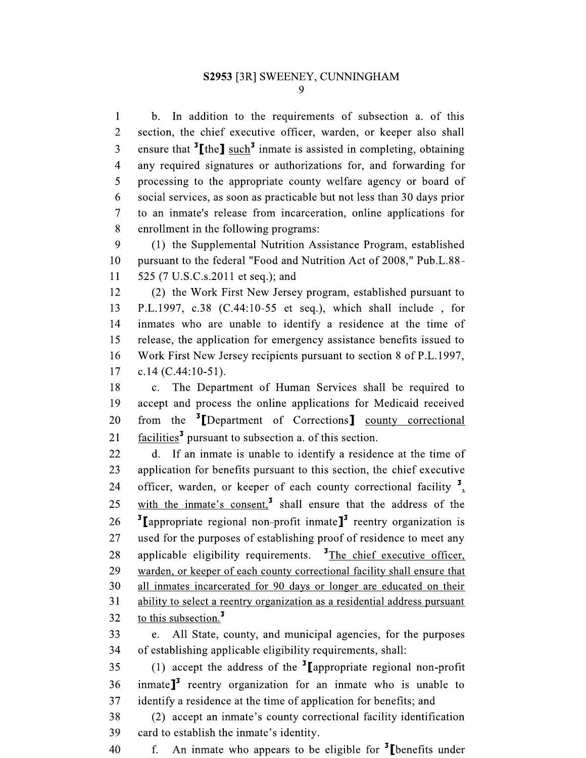b. In addition to the requirements of subsection a. of this section, the chief executive officer, warden, or keeper also shall ensure that [3][the] such[3] inmate is assisted in completing, obtaining any required signatures or authorizations for, and forwarding for processing to the appropriate county welfare agency or board of social services, as soon as practicable but not less than 30 days prior to an inmate's release from incarceration, online applications for enrollment in the following programs:

(1) the Supplemental Nutrition Assistance Program, established pursuant to the federal "Food and Nutrition Act of 2008," Pub.L.88-525 (7 U.S.C.s.2011 et seq.); and

(2) the Work First New Jersey program, established pursuant to P.L.1997, c.38 (C.44:10-55 et seq.), which shall include , for inmates who are unable to identify a residence at the time of release, the application for emergency assistance benefits issued to Work First New Jersey recipients pursuant to section 8 of P.L.1997, c.14 (C.44:10-51).

c. The Department of Human Services shall be required to accept and process the online applications for Medicaid received from the [3][Department of Corrections] county correctional facilities[3] pursuant to subsection a. of this section.

d. If an inmate is unable to identify a residence at the time of application for benefits pursuant to this section, the chief executive officer, warden, or keeper of each county correctional facility [3], with the inmate's consent,[3] shall ensure that the address of the [3][appropriate regional non-profit inmate][3] reentry organization is used for the purposes of establishing proof of residence to meet any applicable eligibility requirements. [3]The chief executive officer, warden, or keeper of each county correctional facility shall ensure that all inmates incarcerated for 90 days or longer are educated on their ability to select a reentry organization as a residential address pursuant to this subsection.[3]

e. All State, county, and municipal agencies, for the purposes of establishing applicable eligibility requirements, shall:

(1) accept the address of the [3][appropriate regional non-profit inmate][3] reentry organization for an inmate who is unable to identify a residence at the time of application for benefits; and

(2) accept an inmate's county correctional facility identification card to establish the inmate's identity.

f. An inmate who appears to be eligible for [3][benefits under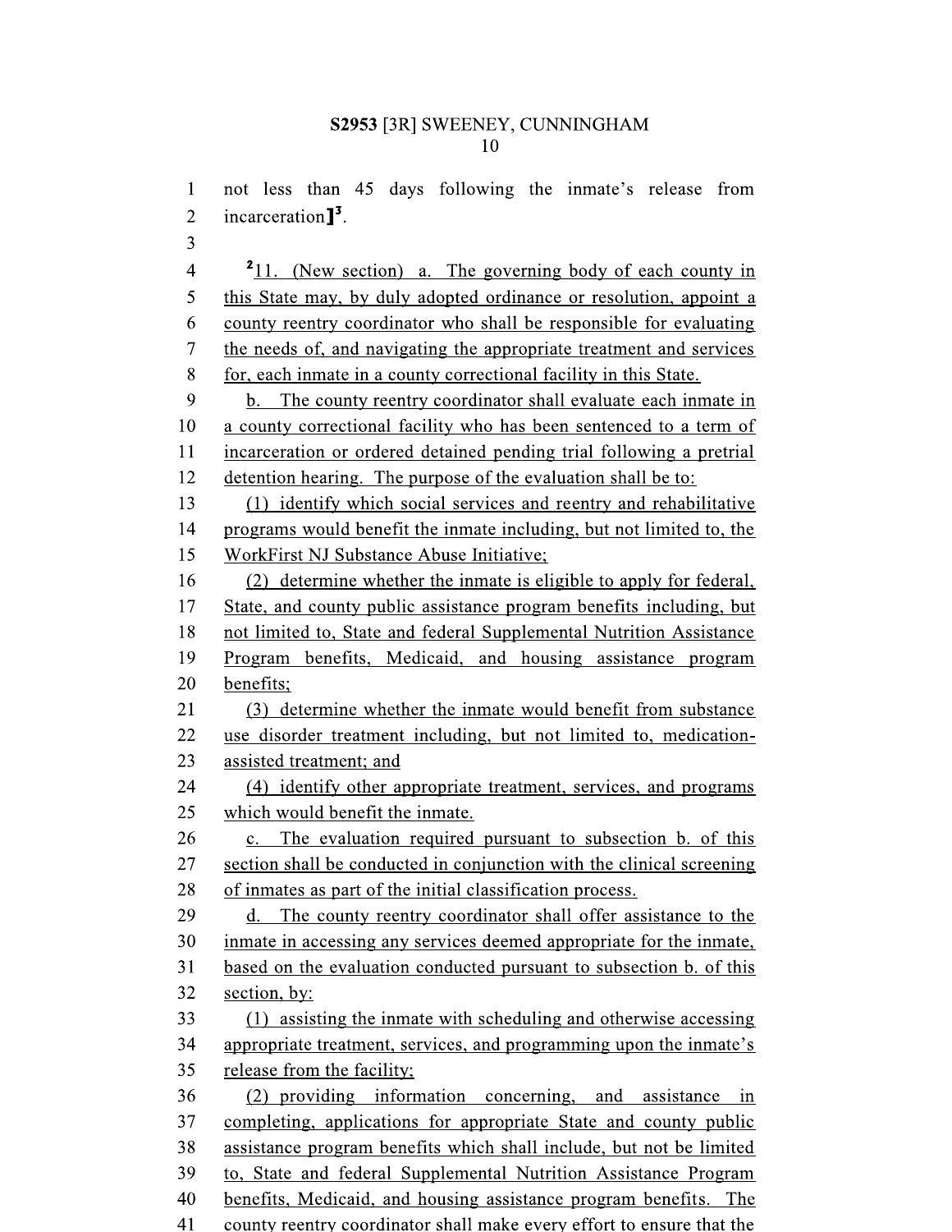not less than 45 days following the inmate's release from incarceration]3.

2 11. (New section) a. The governing body of each county in this State may, by duly adopted ordinance or resolution, appoint a county reentry coordinator who shall be responsible for evaluating the needs of, and navigating the appropriate treatment and services for, each inmate in a county correctional facility in this State.

b. The county reentry coordinator shall evaluate each inmate in a county correctional facility who has been sentenced to a term of incarceration or ordered detained pending trial following a pretrial detention hearing. The purpose of the evaluation shall be to:

(1) identify which social services and reentry and rehabilitative programs would benefit the inmate including, but not limited to, the WorkFirst NJ Substance Abuse Initiative;

(2) determine whether the inmate is eligible to apply for federal, State, and county public assistance program benefits including, but not limited to, State and federal Supplemental Nutrition Assistance Program benefits, Medicaid, and housing assistance program benefits;

(3) determine whether the inmate would benefit from substance use disorder treatment including, but not limited to, medication-assisted treatment; and

(4) identify other appropriate treatment, services, and programs which would benefit the inmate.

c. The evaluation required pursuant to subsection b. of this section shall be conducted in conjunction with the clinical screening of inmates as part of the initial classification process.

d. The county reentry coordinator shall offer assistance to the inmate in accessing any services deemed appropriate for the inmate, based on the evaluation conducted pursuant to subsection b. of this section, by:

(1) assisting the inmate with scheduling and otherwise accessing appropriate treatment, services, and programming upon the inmate's release from the facility;

(2) providing information concerning, and assistance in completing, applications for appropriate State and county public assistance program benefits which shall include, but not be limited to, State and federal Supplemental Nutrition Assistance Program benefits, Medicaid, and housing assistance program benefits. The county reentry coordinator shall make every effort to ensure that the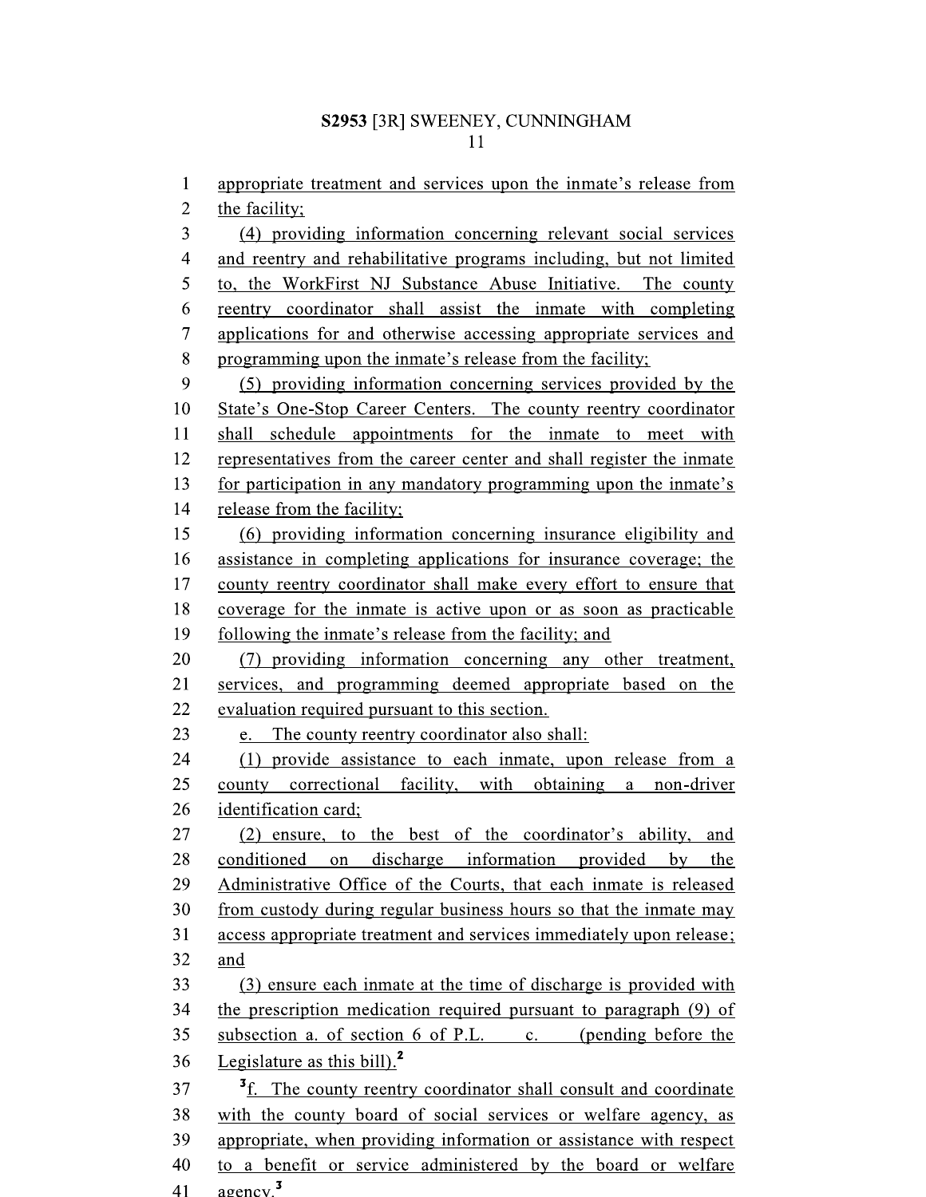appropriate treatment and services upon the inmate's release from the facility;

(4) providing information concerning relevant social services and reentry and rehabilitative programs including, but not limited to, the WorkFirst NJ Substance Abuse Initiative. The county reentry coordinator shall assist the inmate with completing applications for and otherwise accessing appropriate services and programming upon the inmate's release from the facility;

(5) providing information concerning services provided by the State's One-Stop Career Centers. The county reentry coordinator shall schedule appointments for the inmate to meet with representatives from the career center and shall register the inmate for participation in any mandatory programming upon the inmate's release from the facility;

(6) providing information concerning insurance eligibility and assistance in completing applications for insurance coverage; the county reentry coordinator shall make every effort to ensure that coverage for the inmate is active upon or as soon as practicable following the inmate's release from the facility; and

(7) providing information concerning any other treatment, services, and programming deemed appropriate based on the evaluation required pursuant to this section.

e. The county reentry coordinator also shall:

(1) provide assistance to each inmate, upon release from a county correctional facility, with obtaining a non-driver identification card;

(2) ensure, to the best of the coordinator's ability, and conditioned on discharge information provided by the Administrative Office of the Courts, that each inmate is released from custody during regular business hours so that the inmate may access appropriate treatment and services immediately upon release; and

(3) ensure each inmate at the time of discharge is provided with the prescription medication required pursuant to paragraph (9) of subsection a. of section 6 of P.L. , c. (pending before the Legislature as this bill).[2]

[3]f. The county reentry coordinator shall consult and coordinate with the county board of social services or welfare agency, as appropriate, when providing information or assistance with respect to a benefit or service administered by the board or welfare agency.[3]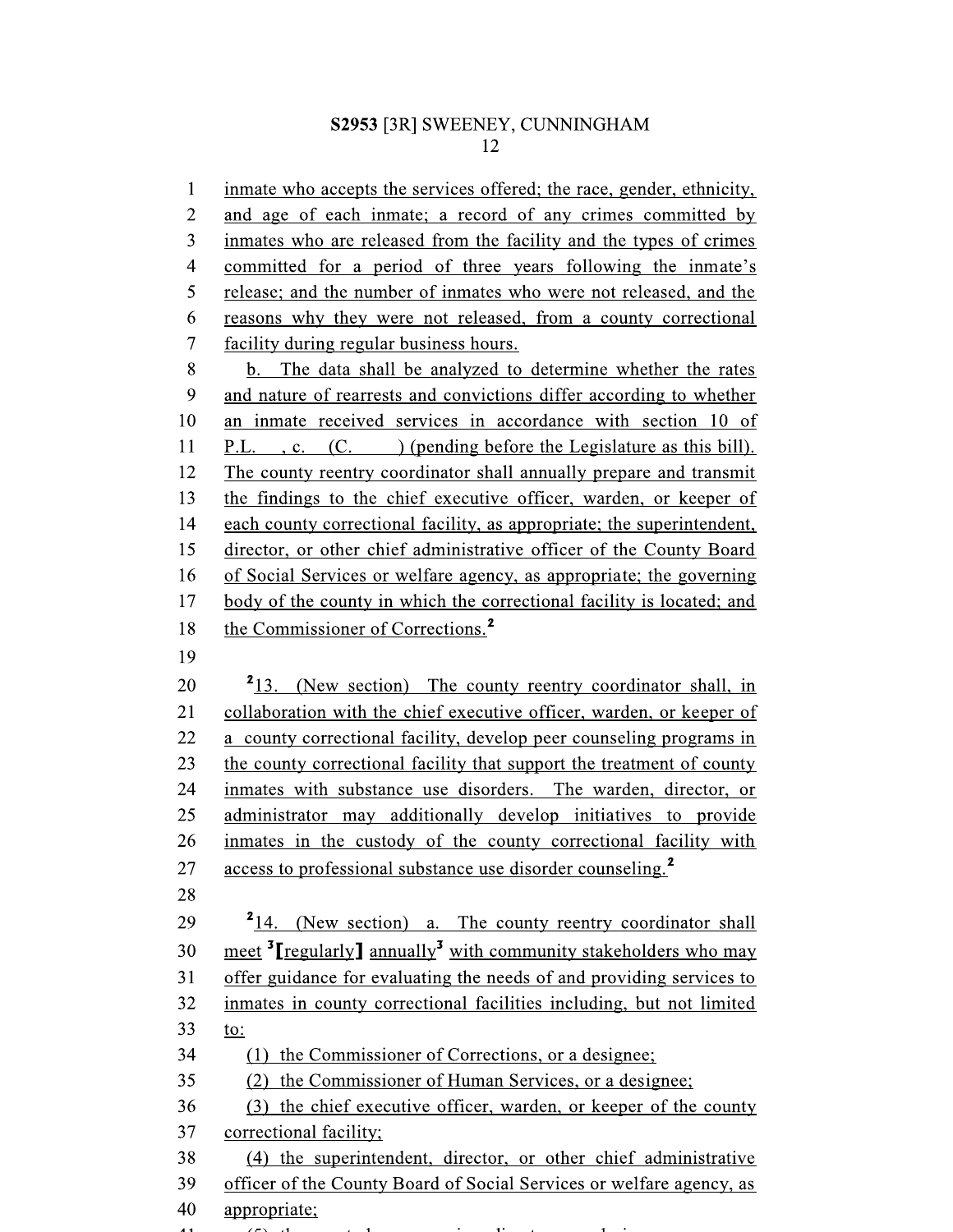inmate who accepts the services offered; the race, gender, ethnicity, and age of each inmate; a record of any crimes committed by inmates who are released from the facility and the types of crimes committed for a period of three years following the inmate's release; and the number of inmates who were not released, and the reasons why they were not released, from a county correctional facility during regular business hours.

b. The data shall be analyzed to determine whether the rates and nature of rearrests and convictions differ according to whether an inmate received services in accordance with section 10 of P.L. , c. (C. ) (pending before the Legislature as this bill). The county reentry coordinator shall annually prepare and transmit the findings to the chief executive officer, warden, or keeper of each county correctional facility, as appropriate; the superintendent, director, or other chief administrative officer of the County Board of Social Services or welfare agency, as appropriate; the governing body of the county in which the correctional facility is located; and the Commissioner of Corrections.[2]

[2]13. (New section) The county reentry coordinator shall, in collaboration with the chief executive officer, warden, or keeper of a county correctional facility, develop peer counseling programs in the county correctional facility that support the treatment of county inmates with substance use disorders. The warden, director, or administrator may additionally develop initiatives to provide inmates in the custody of the county correctional facility with access to professional substance use disorder counseling.[2]

[2]14. (New section) a. The county reentry coordinator shall meet [3][regularly] annually[3] with community stakeholders who may offer guidance for evaluating the needs of and providing services to inmates in county correctional facilities including, but not limited to:

(1) the Commissioner of Corrections, or a designee;

(2) the Commissioner of Human Services, or a designee;

(3) the chief executive officer, warden, or keeper of the county correctional facility;

(4) the superintendent, director, or other chief administrative officer of the County Board of Social Services or welfare agency, as appropriate;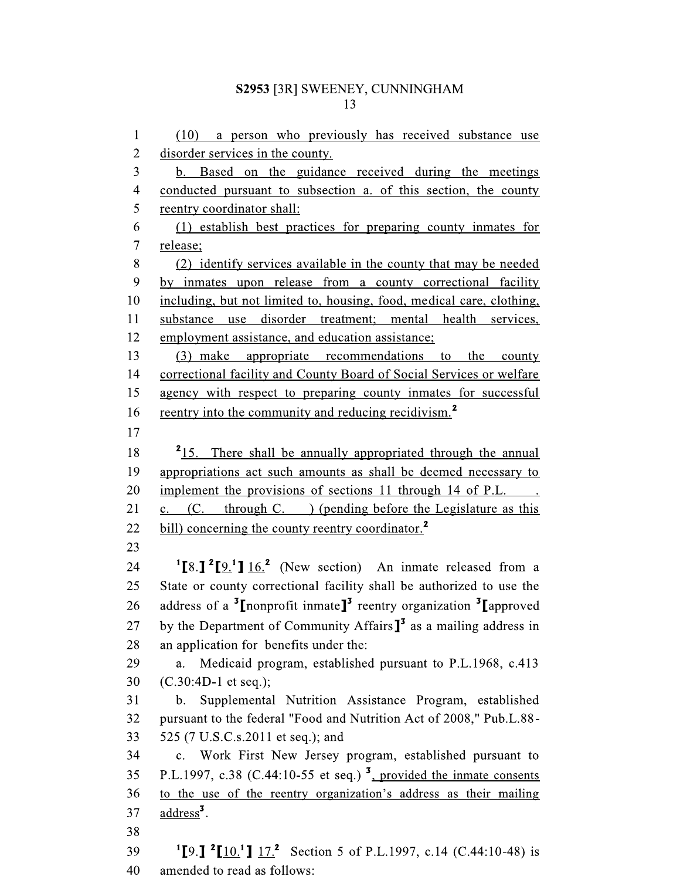(10) a person who previously has received substance use disorder services in the county.

b. Based on the guidance received during the meetings conducted pursuant to subsection a. of this section, the county reentry coordinator shall:

(1) establish best practices for preparing county inmates for release;

(2) identify services available in the county that may be needed by inmates upon release from a county correctional facility including, but not limited to, housing, food, medical care, clothing, substance use disorder treatment; mental health services, employment assistance, and education assistance;

(3) make appropriate recommendations to the county correctional facility and County Board of Social Services or welfare agency with respect to preparing county inmates for successful reentry into the community and reducing recidivism.[2]

[2]15. There shall be annually appropriated through the annual appropriations act such amounts as shall be deemed necessary to implement the provisions of sections 11 through 14 of P.L. , c. (C. through C. ) (pending before the Legislature as this bill) concerning the county reentry coordinator.[2]

[1][8.] [2][9.[1]] 16.[2] (New section) An inmate released from a State or county correctional facility shall be authorized to use the address of a [3][nonprofit inmate][3] reentry organization [3][approved by the Department of Community Affairs][3] as a mailing address in an application for benefits under the:

a. Medicaid program, established pursuant to P.L.1968, c.413 (C.30:4D-1 et seq.);

b. Supplemental Nutrition Assistance Program, established pursuant to the federal "Food and Nutrition Act of 2008," Pub.L.88-525 (7 U.S.C.s.2011 et seq.); and

c. Work First New Jersey program, established pursuant to P.L.1997, c.38 (C.44:10-55 et seq.) [3], provided the inmate consents to the use of the reentry organization's address as their mailing address[3].

[1][9.] [2][10.[1]] 17.[2] Section 5 of P.L.1997, c.14 (C.44:10-48) is amended to read as follows: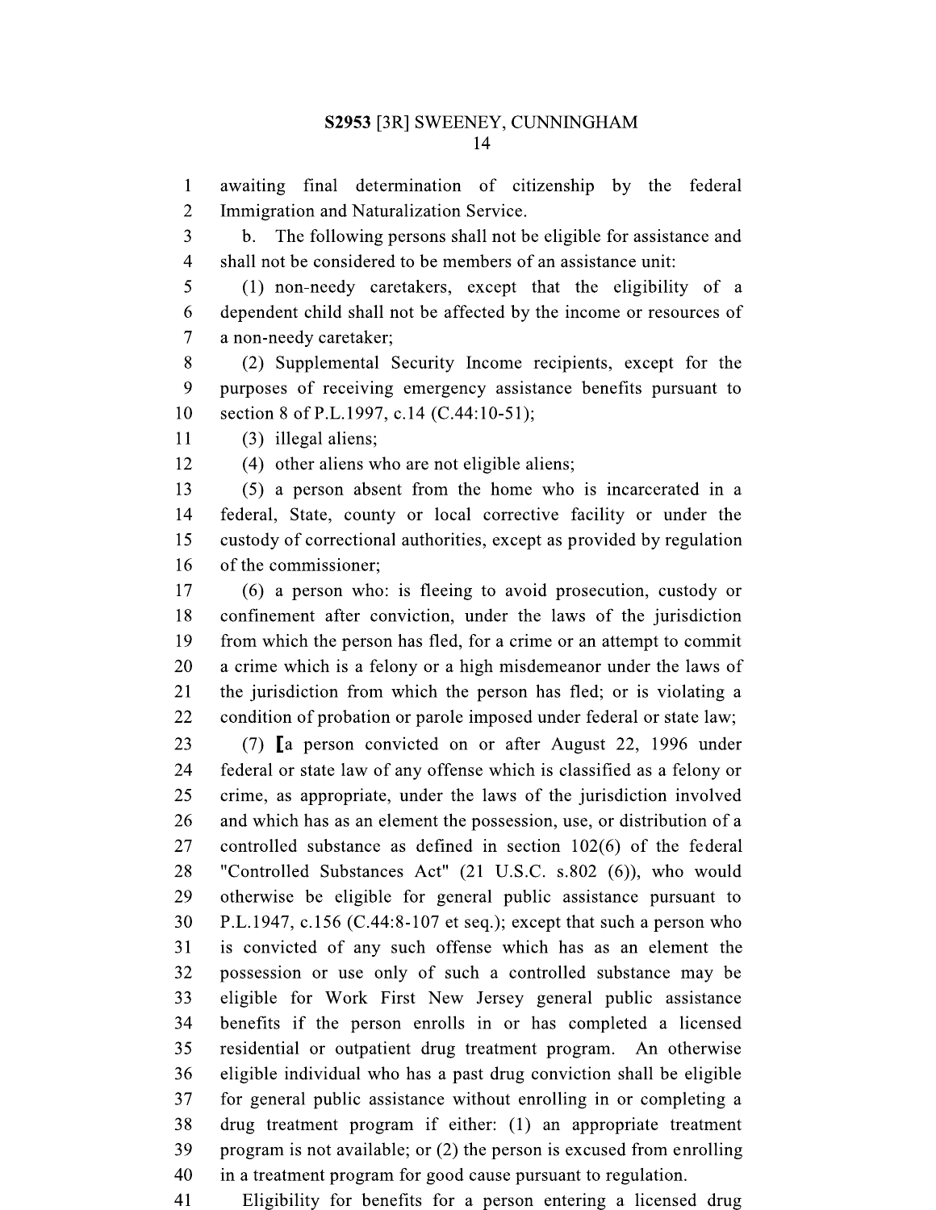awaiting final determination of citizenship by the federal Immigration and Naturalization Service.

b. The following persons shall not be eligible for assistance and shall not be considered to be members of an assistance unit:

(1) non-needy caretakers, except that the eligibility of a dependent child shall not be affected by the income or resources of a non-needy caretaker;

(2) Supplemental Security Income recipients, except for the purposes of receiving emergency assistance benefits pursuant to section 8 of P.L.1997, c.14 (C.44:10-51);

(3) illegal aliens;

(4) other aliens who are not eligible aliens;

(5) a person absent from the home who is incarcerated in a federal, State, county or local corrective facility or under the custody of correctional authorities, except as provided by regulation of the commissioner;

(6) a person who: is fleeing to avoid prosecution, custody or confinement after conviction, under the laws of the jurisdiction from which the person has fled, for a crime or an attempt to commit a crime which is a felony or a high misdemeanor under the laws of the jurisdiction from which the person has fled; or is violating a condition of probation or parole imposed under federal or state law;

(7) [a person convicted on or after August 22, 1996 under federal or state law of any offense which is classified as a felony or crime, as appropriate, under the laws of the jurisdiction involved and which has as an element the possession, use, or distribution of a controlled substance as defined in section 102(6) of the federal "Controlled Substances Act" (21 U.S.C. s.802 (6)), who would otherwise be eligible for general public assistance pursuant to P.L.1947, c.156 (C.44:8-107 et seq.); except that such a person who is convicted of any such offense which has as an element the possession or use only of such a controlled substance may be eligible for Work First New Jersey general public assistance benefits if the person enrolls in or has completed a licensed residential or outpatient drug treatment program. An otherwise eligible individual who has a past drug conviction shall be eligible for general public assistance without enrolling in or completing a drug treatment program if either: (1) an appropriate treatment program is not available; or (2) the person is excused from enrolling in a treatment program for good cause pursuant to regulation.

Eligibility for benefits for a person entering a licensed drug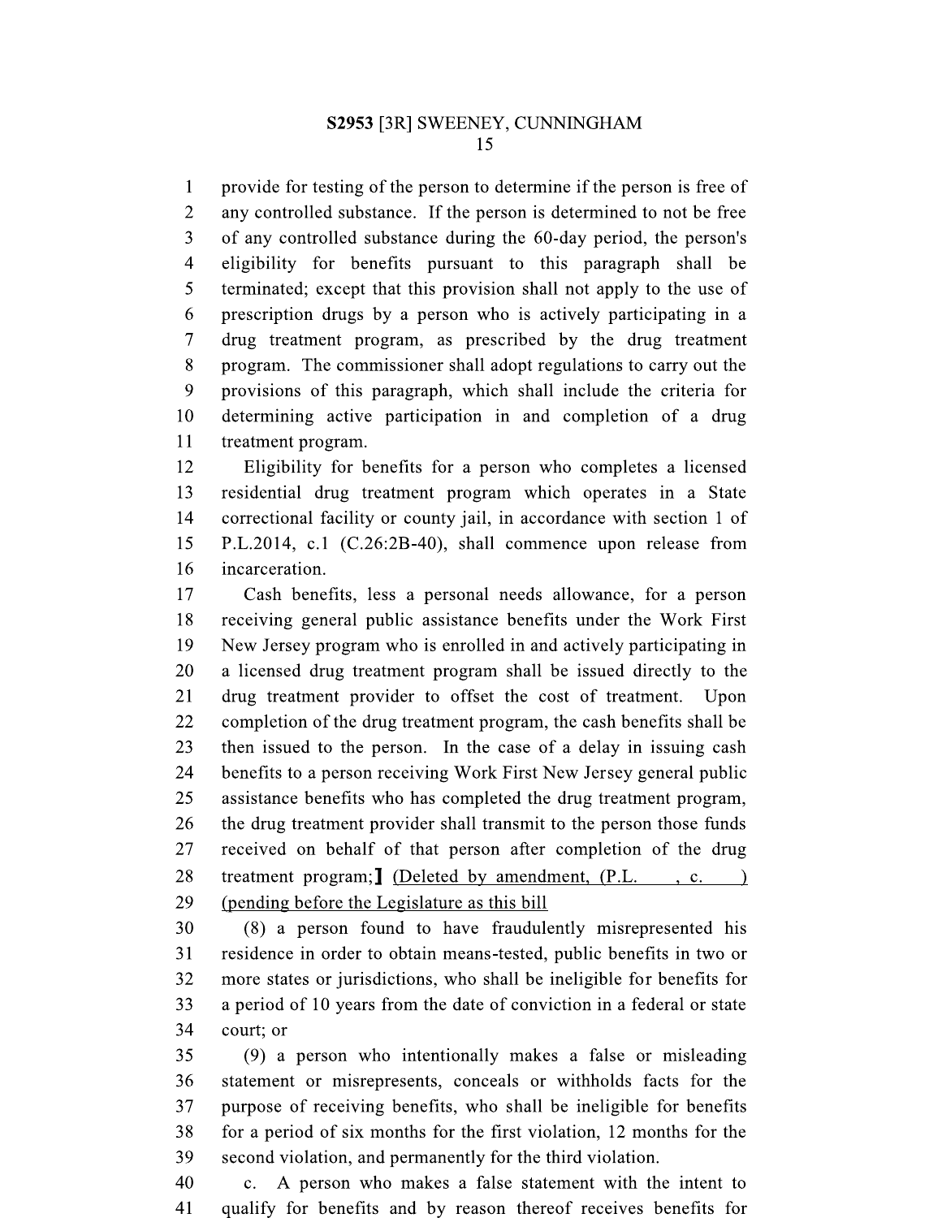provide for testing of the person to determine if the person is free of any controlled substance. If the person is determined to not be free of any controlled substance during the 60-day period, the person's eligibility for benefits pursuant to this paragraph shall be terminated; except that this provision shall not apply to the use of prescription drugs by a person who is actively participating in a drug treatment program, as prescribed by the drug treatment program. The commissioner shall adopt regulations to carry out the provisions of this paragraph, which shall include the criteria for determining active participation in and completion of a drug treatment program.

Eligibility for benefits for a person who completes a licensed residential drug treatment program which operates in a State correctional facility or county jail, in accordance with section 1 of P.L.2014, c.1 (C.26:2B-40), shall commence upon release from incarceration.

Cash benefits, less a personal needs allowance, for a person receiving general public assistance benefits under the Work First New Jersey program who is enrolled in and actively participating in a licensed drug treatment program shall be issued directly to the drug treatment provider to offset the cost of treatment. Upon completion of the drug treatment program, the cash benefits shall be then issued to the person. In the case of a delay in issuing cash benefits to a person receiving Work First New Jersey general public assistance benefits who has completed the drug treatment program, the drug treatment provider shall transmit to the person those funds received on behalf of that person after completion of the drug treatment program;] <u>(Deleted by amendment, (P.L. , c. ) (pending before the Legislature as this bill</u>

(8) a person found to have fraudulently misrepresented his residence in order to obtain means-tested, public benefits in two or more states or jurisdictions, who shall be ineligible for benefits for a period of 10 years from the date of conviction in a federal or state court; or

(9) a person who intentionally makes a false or misleading statement or misrepresents, conceals or withholds facts for the purpose of receiving benefits, who shall be ineligible for benefits for a period of six months for the first violation, 12 months for the second violation, and permanently for the third violation.

c. A person who makes a false statement with the intent to qualify for benefits and by reason thereof receives benefits for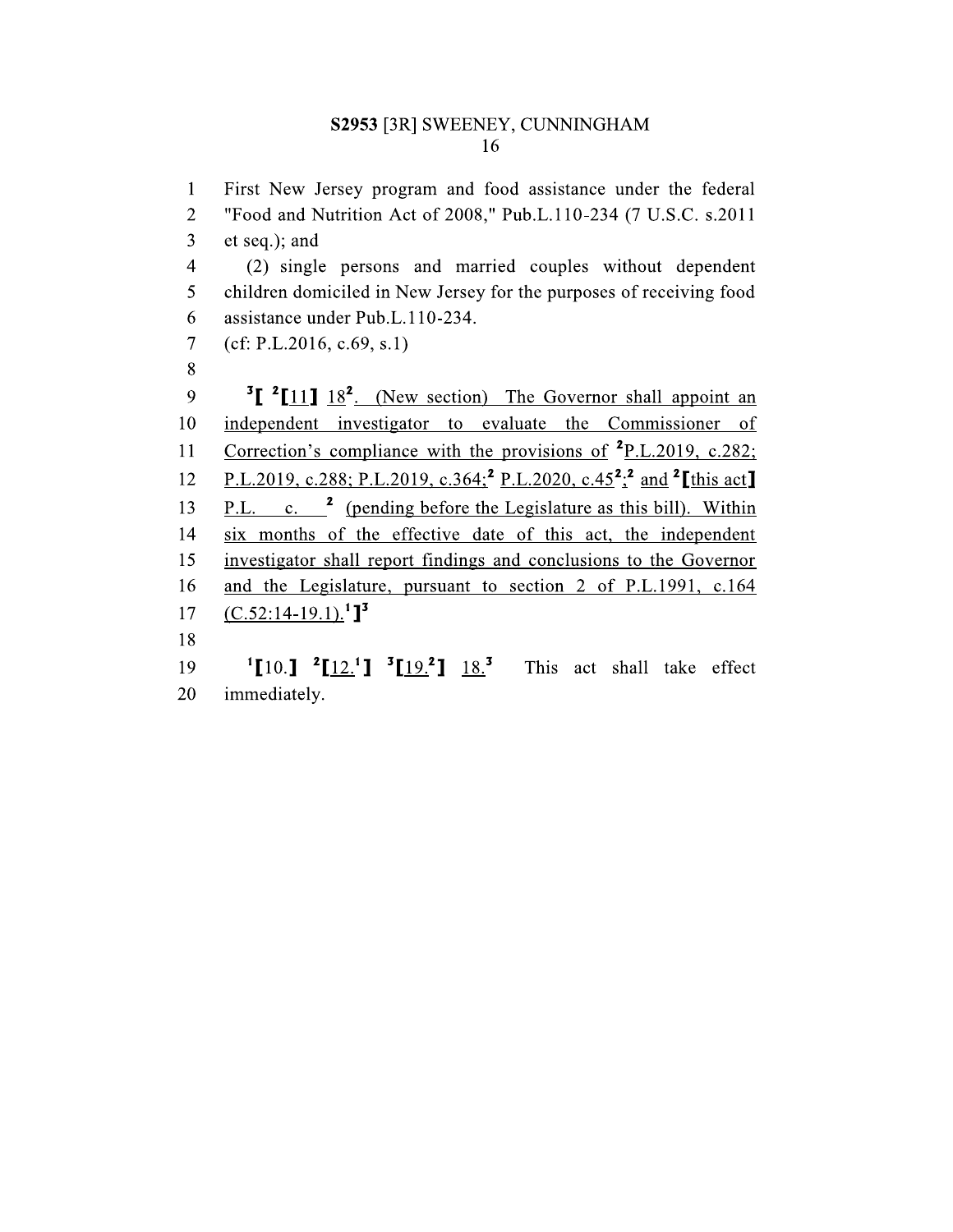First New Jersey program and food assistance under the federal "Food and Nutrition Act of 2008," Pub.L.110-234 (7 U.S.C. s.2011 et seq.); and

(2) single persons and married couples without dependent children domiciled in New Jersey for the purposes of receiving food assistance under Pub.L.110-234.

(cf: P.L.2016, c.69, s.1)

[3][ [2][11] 18[2]. (New section) The Governor shall appoint an independent investigator to evaluate the Commissioner of Correction's compliance with the provisions of [2]P.L.2019, c.282; P.L.2019, c.288; P.L.2019, c.364;[2] P.L.2020, c.45[2];[2] and [2][this act] P.L. c. [2] (pending before the Legislature as this bill). Within six months of the effective date of this act, the independent investigator shall report findings and conclusions to the Governor and the Legislature, pursuant to section 2 of P.L.1991, c.164 (C.52:14-19.1).[1]][3]

[1][10.] [2][12.[1]] [3][19.[2]] 18.[3] This act shall take effect immediately.